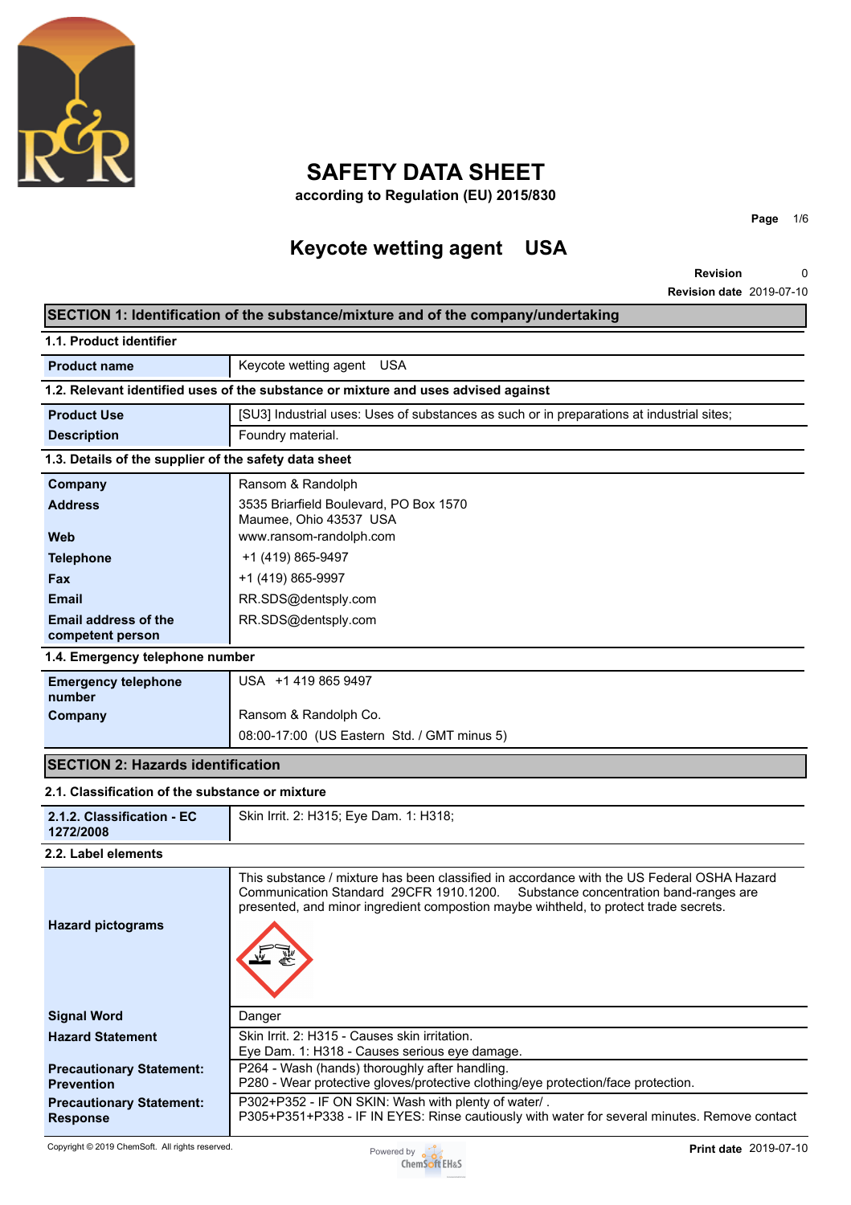# SAFETY DATA SHEET

**according to Regulation (EU) 2015/830**

## Keycote wetting agent USA

**Revision** 0
**Revision date** 2019-07-10

## SECTION 1: Identification of the substance/mixture and of the company/undertaking

### 1.1. Product identifier

| | |
|---|---|
| **Product name** | Keycote wetting agent USA |

### 1.2. Relevant identified uses of the substance or mixture and uses advised against

| | |
|---|---|
| **Product Use** | [SU3] Industrial uses: Uses of substances as such or in preparations at industrial sites; |
| **Description** | Foundry material. |

### 1.3. Details of the supplier of the safety data sheet

| | |
|---|---|
| **Company** | Ransom & Randolph |
| **Address** | 3535 Briarfield Boulevard, PO Box 1570<br>Maumee, Ohio 43537 USA |
| **Web** | www.ransom-randolph.com |
| **Telephone** | +1 (419) 865-9497 |
| **Fax** | +1 (419) 865-9997 |
| **Email** | RR.SDS@dentsply.com |
| **Email address of the competent person** | RR.SDS@dentsply.com |

### 1.4. Emergency telephone number

| | |
|---|---|
| **Emergency telephone number** | USA +1 419 865 9497 |
| **Company** | Ransom & Randolph Co. |
| | 08:00-17:00 (US Eastern Std. / GMT minus 5) |

## SECTION 2: Hazards identification

### 2.1. Classification of the substance or mixture

| | |
|---|---|
| **2.1.2. Classification - EC 1272/2008** | Skin Irrit. 2: H315; Eye Dam. 1: H318; |

### 2.2. Label elements

| | |
|---|---|
| **Hazard pictograms** | This substance / mixture has been classified in accordance with the US Federal OSHA Hazard Communication Standard 29CFR 1910.1200. Substance concentration band-ranges are presented, and minor ingredient compostion maybe wihtheld, to protect trade secrets. |
| **Signal Word** | Danger |
| **Hazard Statement** | Skin Irrit. 2: H315 - Causes skin irritation.<br>Eye Dam. 1: H318 - Causes serious eye damage. |
| **Precautionary Statement: Prevention** | P264 - Wash (hands) thoroughly after handling.<br>P280 - Wear protective gloves/protective clothing/eye protection/face protection. |
| **Precautionary Statement: Response** | P302+P352 - IF ON SKIN: Wash with plenty of water/ .<br>P305+P351+P338 - IF IN EYES: Rinse cautiously with water for several minutes. Remove contact |

Copyright © 2019 ChemSoft. All rights reserved.

**Print date** 2019-07-10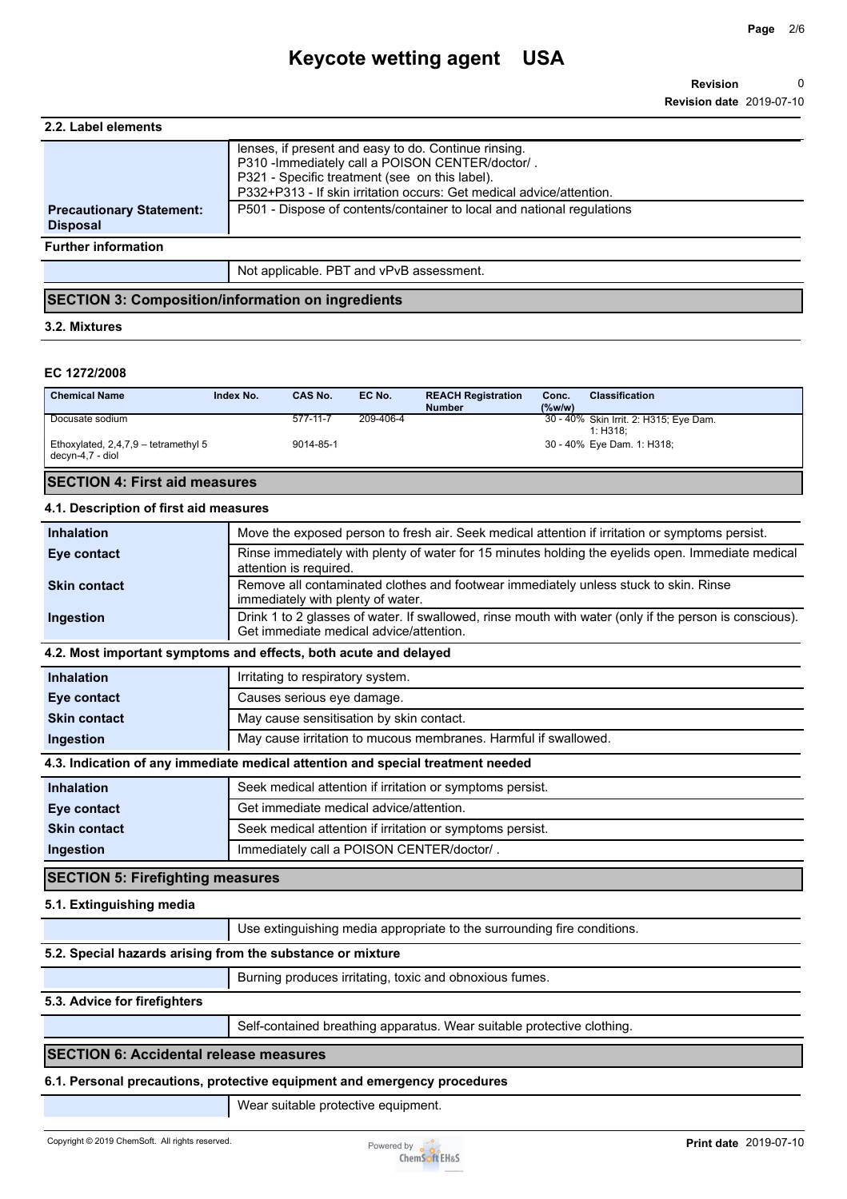### 2.2. Label elements

| | |
|---|---|
| | lenses, if present and easy to do. Continue rinsing.<br>P310 -Immediately call a POISON CENTER/doctor/ .<br>P321 - Specific treatment (see on this label).<br>P332+P313 - If skin irritation occurs: Get medical advice/attention. |
| **Precautionary Statement: Disposal** | P501 - Dispose of contents/container to local and national regulations |

**Further information**

| | |
|---|---|
| | Not applicable. PBT and vPvB assessment. |

## SECTION 3: Composition/information on ingredients

### 3.2. Mixtures

**EC 1272/2008**

| Chemical Name | Index No. | CAS No. | EC No. | REACH Registration Number | Conc. (%w/w) | Classification |
|---|---|---|---|---|---|---|
| Docusate sodium | | 577-11-7 | 209-406-4 | | 30 - 40% | Skin Irrit. 2: H315; Eye Dam. 1: H318; |
| Ethoxylated, 2,4,7,9 – tetramethyl 5 decyn-4,7 - diol | | 9014-85-1 | | | 30 - 40% | Eye Dam. 1: H318; |

## SECTION 4: First aid measures

### 4.1. Description of first aid measures

| | |
|---|---|
| **Inhalation** | Move the exposed person to fresh air. Seek medical attention if irritation or symptoms persist. |
| **Eye contact** | Rinse immediately with plenty of water for 15 minutes holding the eyelids open. Immediate medical attention is required. |
| **Skin contact** | Remove all contaminated clothes and footwear immediately unless stuck to skin. Rinse immediately with plenty of water. |
| **Ingestion** | Drink 1 to 2 glasses of water. If swallowed, rinse mouth with water (only if the person is conscious). Get immediate medical advice/attention. |

### 4.2. Most important symptoms and effects, both acute and delayed

| | |
|---|---|
| **Inhalation** | Irritating to respiratory system. |
| **Eye contact** | Causes serious eye damage. |
| **Skin contact** | May cause sensitisation by skin contact. |
| **Ingestion** | May cause irritation to mucous membranes. Harmful if swallowed. |

### 4.3. Indication of any immediate medical attention and special treatment needed

| | |
|---|---|
| **Inhalation** | Seek medical attention if irritation or symptoms persist. |
| **Eye contact** | Get immediate medical advice/attention. |
| **Skin contact** | Seek medical attention if irritation or symptoms persist. |
| **Ingestion** | Immediately call a POISON CENTER/doctor/ . |

## SECTION 5: Firefighting measures

### 5.1. Extinguishing media

| | |
|---|---|
| | Use extinguishing media appropriate to the surrounding fire conditions. |

### 5.2. Special hazards arising from the substance or mixture

| | |
|---|---|
| | Burning produces irritating, toxic and obnoxious fumes. |

### 5.3. Advice for firefighters

| | |
|---|---|
| | Self-contained breathing apparatus. Wear suitable protective clothing. |

## SECTION 6: Accidental release measures

### 6.1. Personal precautions, protective equipment and emergency procedures

| | |
|---|---|
| | Wear suitable protective equipment. |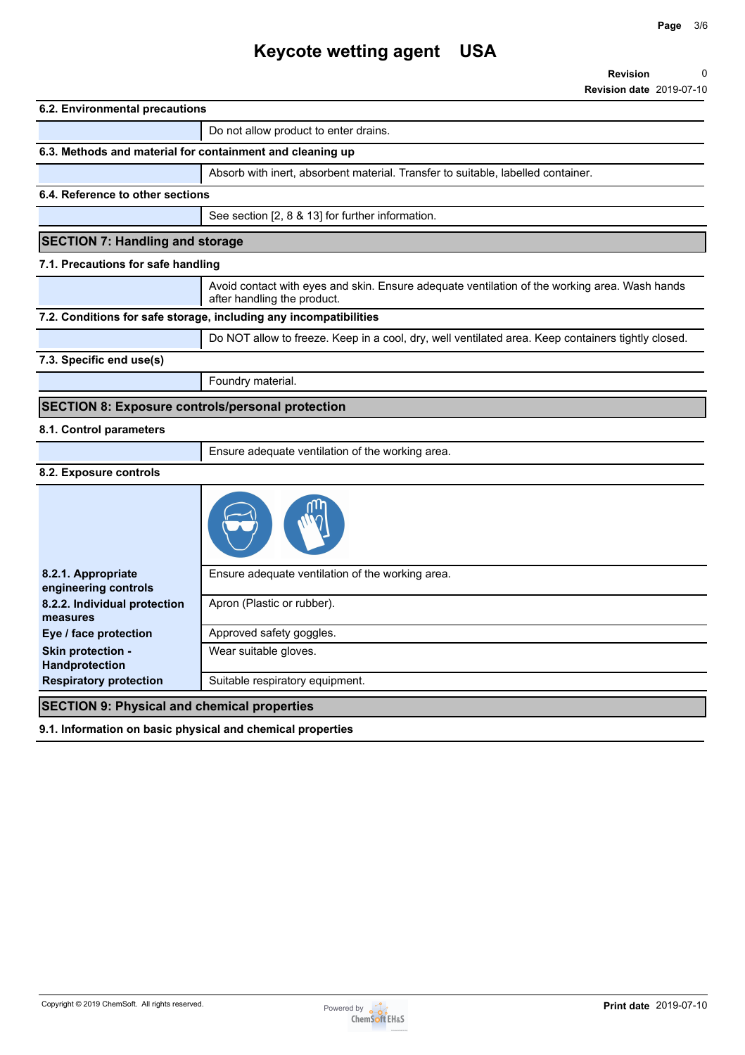# Keycote wetting agent USA

**Revision** 0
**Revision date** 2019-07-10

### 6.2. Environmental precautions

| | |
|---|---|
| | Do not allow product to enter drains. |

### 6.3. Methods and material for containment and cleaning up

| | |
|---|---|
| | Absorb with inert, absorbent material. Transfer to suitable, labelled container. |

### 6.4. Reference to other sections

| | |
|---|---|
| | See section [2, 8 & 13] for further information. |

## SECTION 7: Handling and storage

### 7.1. Precautions for safe handling

| | |
|---|---|
| | Avoid contact with eyes and skin. Ensure adequate ventilation of the working area. Wash hands after handling the product. |

### 7.2. Conditions for safe storage, including any incompatibilities

| | |
|---|---|
| | Do NOT allow to freeze. Keep in a cool, dry, well ventilated area. Keep containers tightly closed. |

### 7.3. Specific end use(s)

| | |
|---|---|
| | Foundry material. |

## SECTION 8: Exposure controls/personal protection

### 8.1. Control parameters

| | |
|---|---|
| | Ensure adequate ventilation of the working area. |

### 8.2. Exposure controls

| | |
|---|---|
| **8.2.1. Appropriate engineering controls** | Ensure adequate ventilation of the working area. |
| **8.2.2. Individual protection measures** | Apron (Plastic or rubber). |
| **Eye / face protection** | Approved safety goggles. |
| **Skin protection - Handprotection** | Wear suitable gloves. |
| **Respiratory protection** | Suitable respiratory equipment. |

## SECTION 9: Physical and chemical properties

### 9.1. Information on basic physical and chemical properties

Copyright © 2019 ChemSoft. All rights reserved.

**Print date** 2019-07-10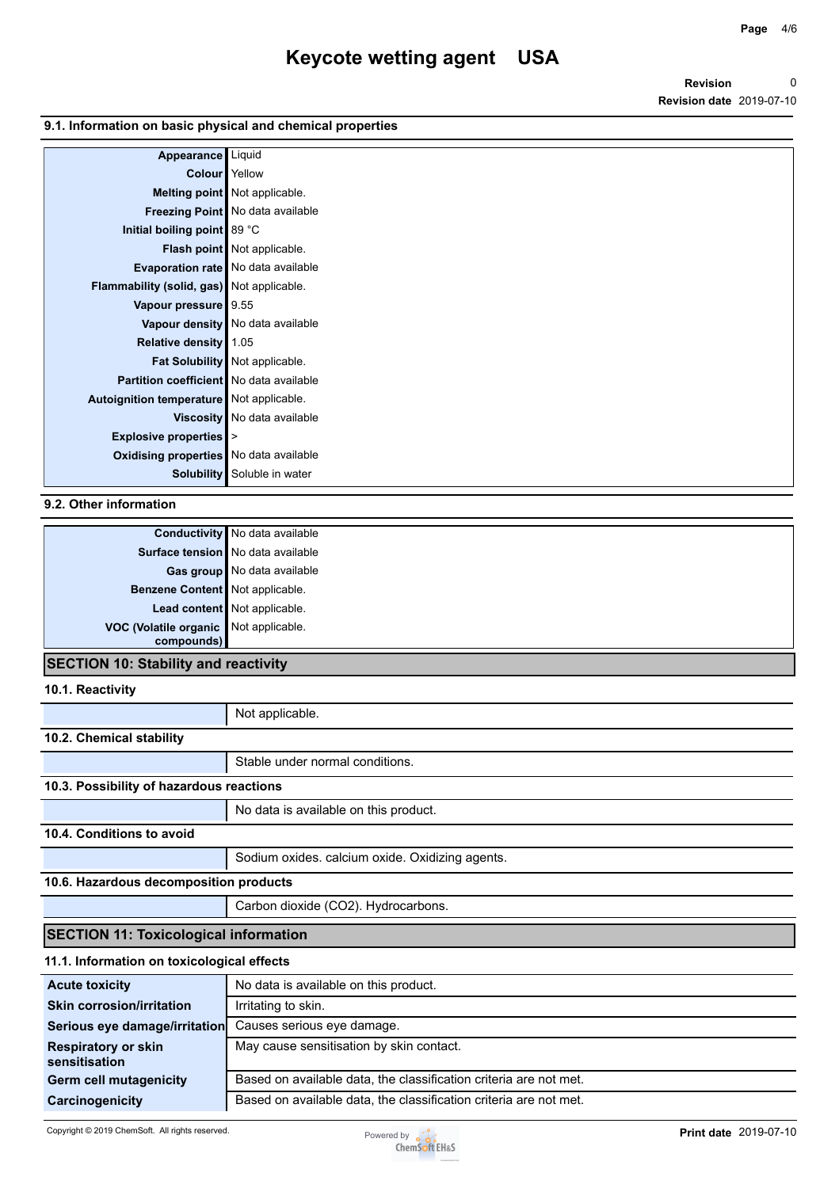### 9.1. Information on basic physical and chemical properties

| | |
|---|---|
| **Appearance** | Liquid |
| **Colour** | Yellow |
| **Melting point** | Not applicable. |
| **Freezing Point** | No data available |
| **Initial boiling point** | 89 °C |
| **Flash point** | Not applicable. |
| **Evaporation rate** | No data available |
| **Flammability (solid, gas)** | Not applicable. |
| **Vapour pressure** | 9.55 |
| **Vapour density** | No data available |
| **Relative density** | 1.05 |
| **Fat Solubility** | Not applicable. |
| **Partition coefficient** | No data available |
| **Autoignition temperature** | Not applicable. |
| **Viscosity** | No data available |
| **Explosive properties** | > |
| **Oxidising properties** | No data available |
| **Solubility** | Soluble in water |

### 9.2. Other information

| | |
|---|---|
| **Conductivity** | No data available |
| **Surface tension** | No data available |
| **Gas group** | No data available |
| **Benzene Content** | Not applicable. |
| **Lead content** | Not applicable. |
| **VOC (Volatile organic compounds)** | Not applicable. |

## SECTION 10: Stability and reactivity

### 10.1. Reactivity

Not applicable.

### 10.2. Chemical stability

Stable under normal conditions.

### 10.3. Possibility of hazardous reactions

No data is available on this product.

### 10.4. Conditions to avoid

Sodium oxides. calcium oxide. Oxidizing agents.

### 10.6. Hazardous decomposition products

Carbon dioxide ($CO_2$). Hydrocarbons.

## SECTION 11: Toxicological information

### 11.1. Information on toxicological effects

| | |
|---|---|
| **Acute toxicity** | No data is available on this product. |
| **Skin corrosion/irritation** | Irritating to skin. |
| **Serious eye damage/irritation** | Causes serious eye damage. |
| **Respiratory or skin sensitisation** | May cause sensitisation by skin contact. |
| **Germ cell mutagenicity** | Based on available data, the classification criteria are not met. |
| **Carcinogenicity** | Based on available data, the classification criteria are not met. |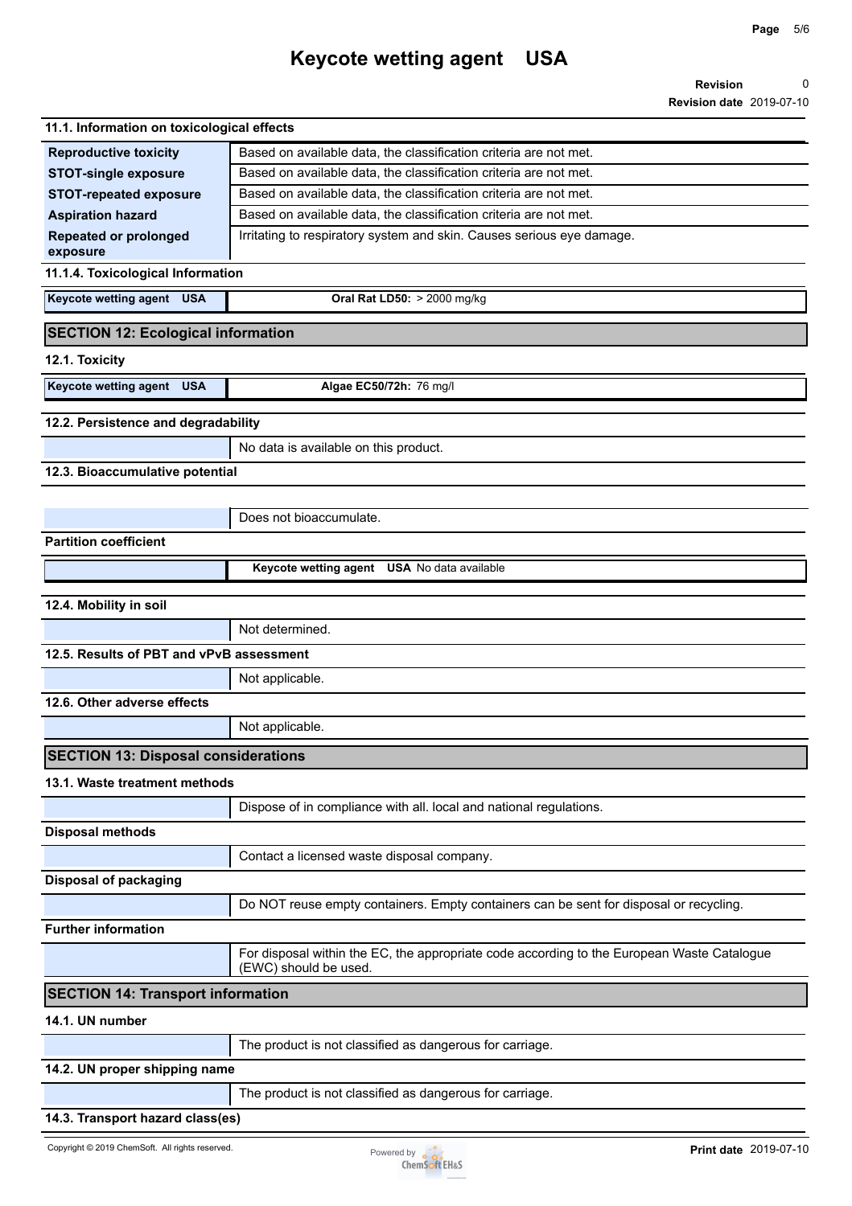#### 11.1. Information on toxicological effects

| | |
|---|---|
| **Reproductive toxicity** | Based on available data, the classification criteria are not met. |
| **STOT-single exposure** | Based on available data, the classification criteria are not met. |
| **STOT-repeated exposure** | Based on available data, the classification criteria are not met. |
| **Aspiration hazard** | Based on available data, the classification criteria are not met. |
| **Repeated or prolonged exposure** | Irritating to respiratory system and skin. Causes serious eye damage. |

#### 11.1.4. Toxicological Information

| | |
|---|---|
| **Keycote wetting agent USA** | **Oral Rat LD50:** > 2000 mg/kg |

## SECTION 12: Ecological information

#### 12.1. Toxicity

| | |
|---|---|
| **Keycote wetting agent USA** | **Algae EC50/72h:** 76 mg/l |

#### 12.2. Persistence and degradability

No data is available on this product.

#### 12.3. Bioaccumulative potential

Does not bioaccumulate.

**Partition coefficient**

**Keycote wetting agent USA** No data available

#### 12.4. Mobility in soil

Not determined.

#### 12.5. Results of PBT and vPvB assessment

Not applicable.

#### 12.6. Other adverse effects

Not applicable.

## SECTION 13: Disposal considerations

#### 13.1. Waste treatment methods

Dispose of in compliance with all. local and national regulations.

**Disposal methods**

Contact a licensed waste disposal company.

**Disposal of packaging**

Do NOT reuse empty containers. Empty containers can be sent for disposal or recycling.

**Further information**

For disposal within the EC, the appropriate code according to the European Waste Catalogue (EWC) should be used.

## SECTION 14: Transport information

#### 14.1. UN number

The product is not classified as dangerous for carriage.

#### 14.2. UN proper shipping name

The product is not classified as dangerous for carriage.

#### 14.3. Transport hazard class(es)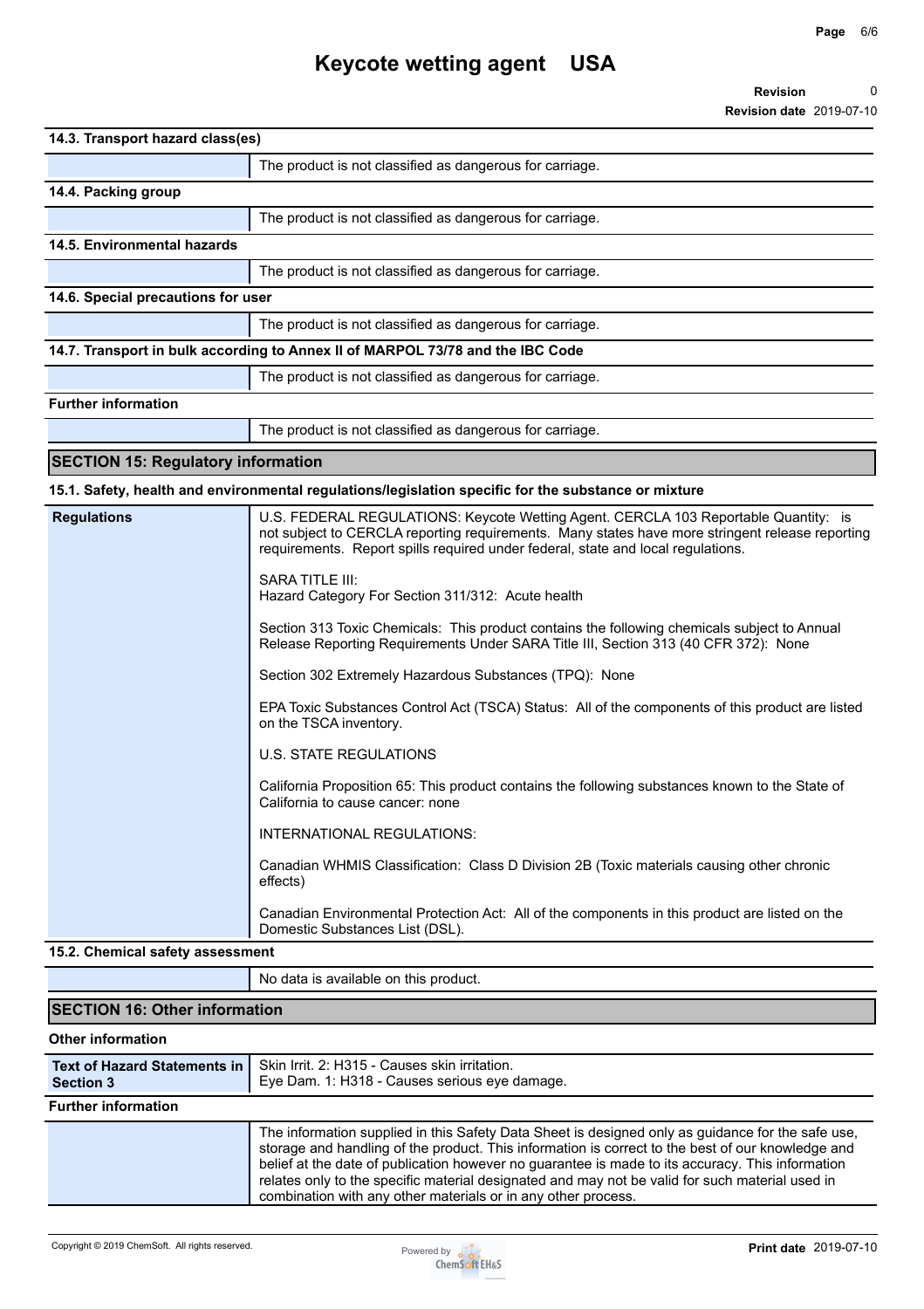### 14.3. Transport hazard class(es)

| | |
|---|---|
| | The product is not classified as dangerous for carriage. |

### 14.4. Packing group

| | |
|---|---|
| | The product is not classified as dangerous for carriage. |

### 14.5. Environmental hazards

| | |
|---|---|
| | The product is not classified as dangerous for carriage. |

### 14.6. Special precautions for user

| | |
|---|---|
| | The product is not classified as dangerous for carriage. |

### 14.7. Transport in bulk according to Annex II of MARPOL 73/78 and the IBC Code

| | |
|---|---|
| | The product is not classified as dangerous for carriage. |

### Further information

| | |
|---|---|
| | The product is not classified as dangerous for carriage. |

## SECTION 15: Regulatory information

### 15.1. Safety, health and environmental regulations/legislation specific for the substance or mixture

**Regulations**

U.S. FEDERAL REGULATIONS: Keycote Wetting Agent. CERCLA 103 Reportable Quantity: is not subject to CERCLA reporting requirements. Many states have more stringent release reporting requirements. Report spills required under federal, state and local regulations.

SARA TITLE III:
Hazard Category For Section 311/312: Acute health

Section 313 Toxic Chemicals: This product contains the following chemicals subject to Annual Release Reporting Requirements Under SARA Title III, Section 313 (40 CFR 372): None

Section 302 Extremely Hazardous Substances (TPQ): None

EPA Toxic Substances Control Act (TSCA) Status: All of the components of this product are listed on the TSCA inventory.

U.S. STATE REGULATIONS

California Proposition 65: This product contains the following substances known to the State of California to cause cancer: none

INTERNATIONAL REGULATIONS:

Canadian WHMIS Classification: Class D Division 2B (Toxic materials causing other chronic effects)

Canadian Environmental Protection Act: All of the components in this product are listed on the Domestic Substances List (DSL).

### 15.2. Chemical safety assessment

| | |
|---|---|
| | No data is available on this product. |

## SECTION 16: Other information

### Other information

| | |
|---|---|
| **Text of Hazard Statements in Section 3** | Skin Irrit. 2: H315 - Causes skin irritation.<br>Eye Dam. 1: H318 - Causes serious eye damage. |

### Further information

| | |
|---|---|
| | The information supplied in this Safety Data Sheet is designed only as guidance for the safe use, storage and handling of the product. This information is correct to the best of our knowledge and belief at the date of publication however no guarantee is made to its accuracy. This information relates only to the specific material designated and may not be valid for such material used in combination with any other materials or in any other process. |